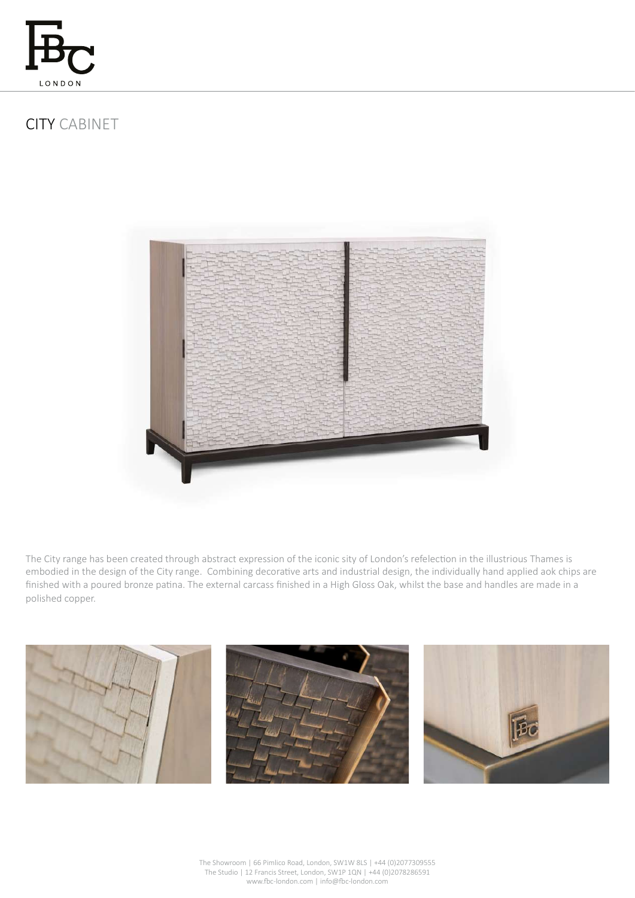# CITY CABINET

The City range has been created through abstract expression of the iconic sity of London's refelection in the illustrious Thames is embodied in the design of the City range. Combining decorative arts and industrial design, the individually hand applied aok chips are finished with a poured bronze patina. The external carcass finished in a High Gloss Oak, whilst the base and handles are made in a polished copper.

The Showroom | 66 Pimlico Road, London, SW1W 8LS | +44 (0)2077309555
The Studio | 12 Francis Street, London, SW1P 1QN | +44 (0)2078286591
www.fbc-london.com | info@fbc-london.com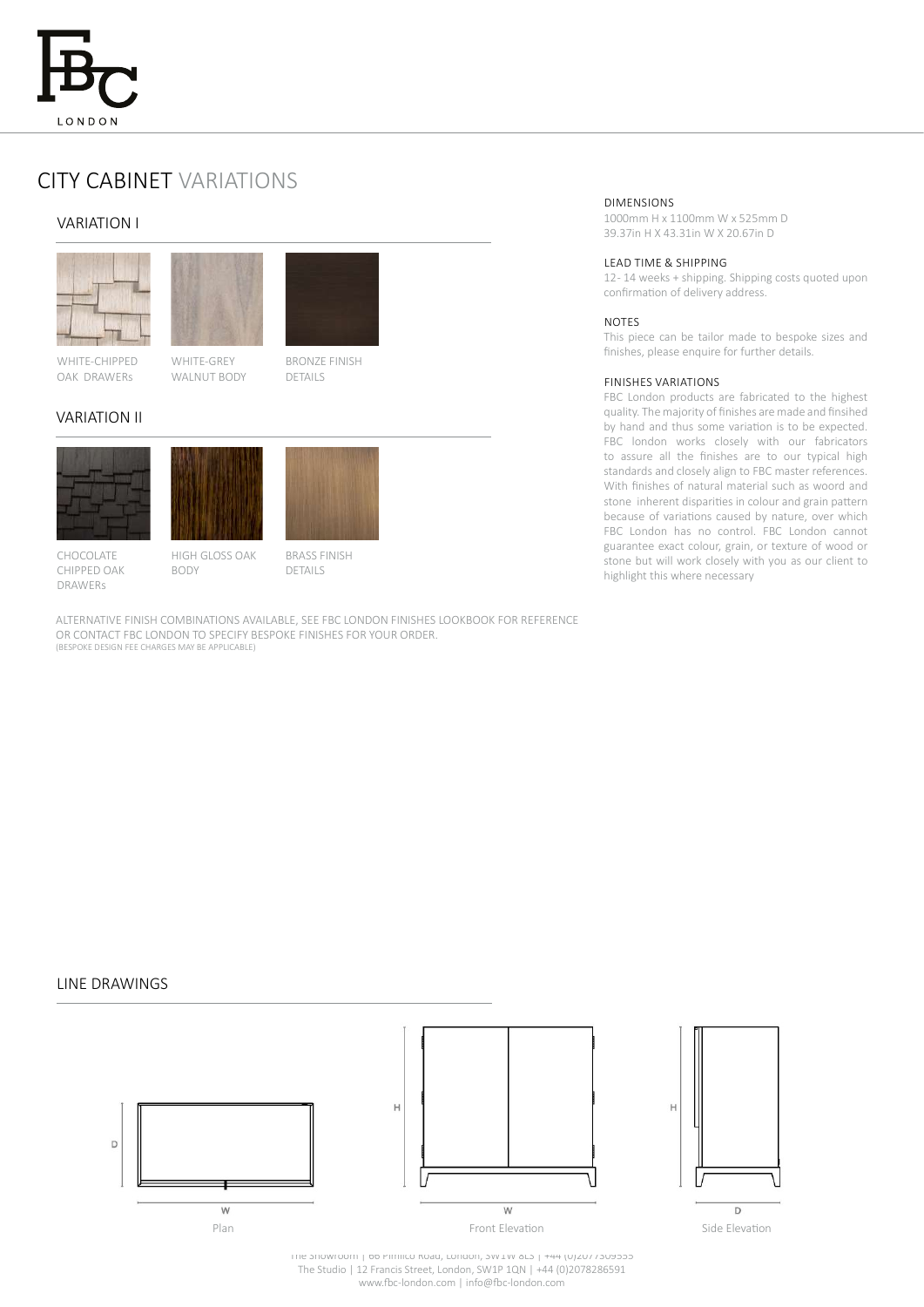# CITY CABINET VARIATIONS

## VARIATION I

WHITE-CHIPPED OAK DRAWERs

WHITE-GREY WALNUT BODY

BRONZE FINISH DETAILS

## VARIATION II

CHOCOLATE CHIPPED OAK DRAWERs

HIGH GLOSS OAK BODY

BRASS FINISH DETAILS

ALTERNATIVE FINISH COMBINATIONS AVAILABLE, SEE FBC LONDON FINISHES LOOKBOOK FOR REFERENCE OR CONTACT FBC LONDON TO SPECIFY BESPOKE FINISHES FOR YOUR ORDER.
(BESPOKE DESIGN FEE CHARGES MAY BE APPLICABLE)

### DIMENSIONS

1000mm H x 1100mm W x 525mm D
39.37in H X 43.31in W X 20.67in D

### LEAD TIME & SHIPPING

12- 14 weeks + shipping. Shipping costs quoted upon confirmation of delivery address.

### NOTES

This piece can be tailor made to bespoke sizes and finishes, please enquire for further details.

### FINISHES VARIATIONS

FBC London products are fabricated to the highest quality. The majority of finishes are made and finsihed by hand and thus some variation is to be expected. FBC london works closely with our fabricators to assure all the finishes are to our typical high standards and closely align to FBC master references. With finishes of natural material such as woord and stone inherent disparities in colour and grain pattern because of variations caused by nature, over which FBC London has no control. FBC London cannot guarantee exact colour, grain, or texture of wood or stone but will work closely with you as our client to highlight this where necessary

## LINE DRAWINGS

D

W

Plan

H

W

Front Elevation

H

D

Side Elevation

The Showroom | 66 Pimlico Road, London, SW1W 8LS | +44 (0)2077309555
The Studio | 12 Francis Street, London, SW1P 1QN | +44 (0)2078286591
www.fbc-london.com | info@fbc-london.com